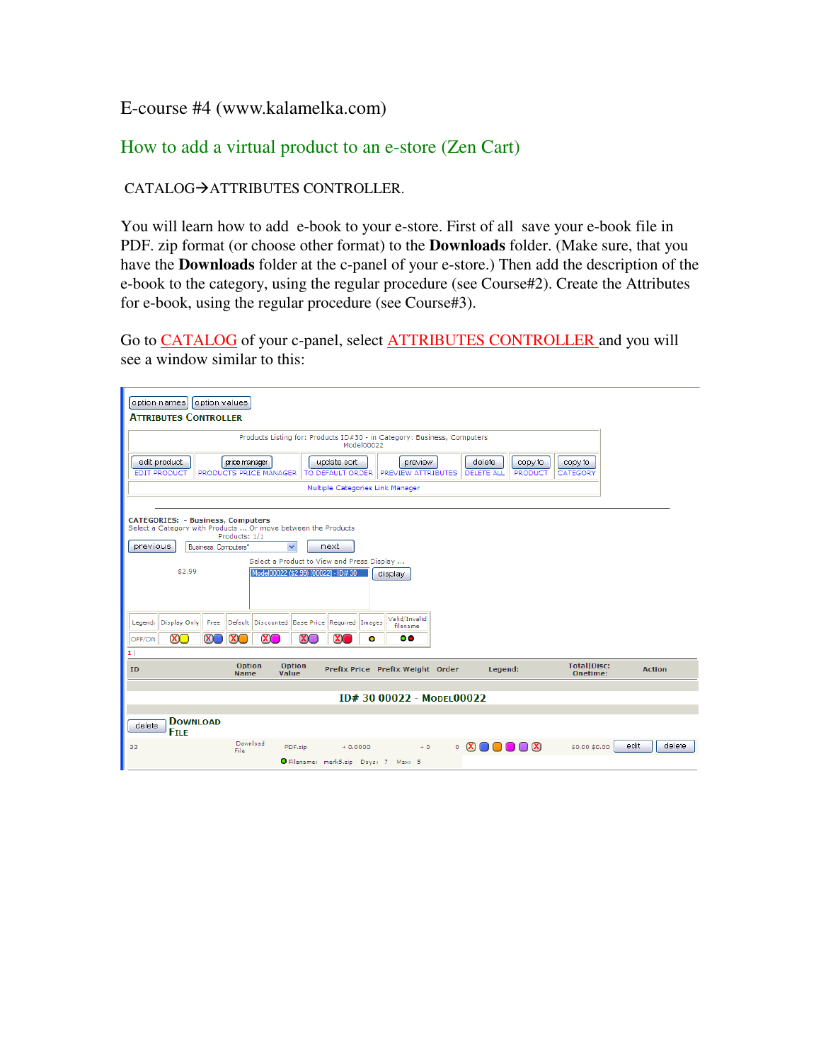E-course #4 (www.kalamelka.com)

## How to add a virtual product to an e-store (Zen Cart)

CATALOG→ATTRIBUTES CONTROLLER.

You will learn how to add e-book to your e-store. First of all save your e-book file in PDF. zip format (or choose other format) to the **Downloads** folder. (Make sure, that you have the **Downloads** folder at the c-panel of your e-store.) Then add the description of the e-book to the category, using the regular procedure (see Course#2). Create the Attributes for e-book, using the regular procedure (see Course#3).

Go to CATALOG of your c-panel, select ATTRIBUTES CONTROLLER and you will see a window similar to this: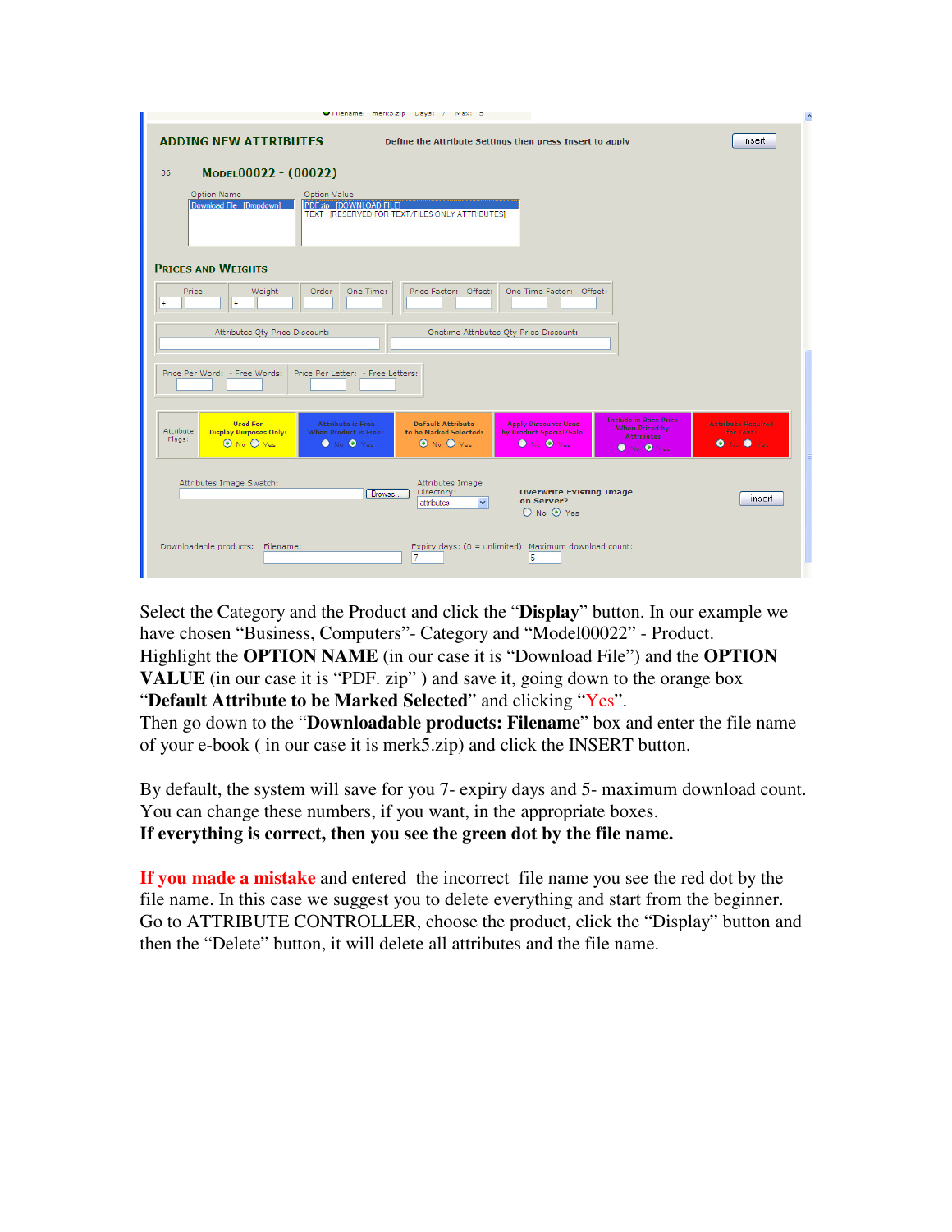Select the Category and the Product and click the “**Display**” button. In our example we have chosen “Business, Computers”- Category and “Model00022” - Product. Highlight the **OPTION NAME** (in our case it is “Download File”) and the **OPTION VALUE** (in our case it is “PDF. zip” ) and save it, going down to the orange box “**Default Attribute to be Marked Selected**” and clicking “Yes”. Then go down to the “**Downloadable products: Filename**” box and enter the file name of your e-book ( in our case it is merk5.zip) and click the INSERT button.

By default, the system will save for you 7- expiry days and 5- maximum download count. You can change these numbers, if you want, in the appropriate boxes. **If everything is correct, then you see the green dot by the file name.**

**If you made a mistake** and entered the incorrect file name you see the red dot by the file name. In this case we suggest you to delete everything and start from the beginner. Go to ATTRIBUTE CONTROLLER, choose the product, click the “Display” button and then the “Delete” button, it will delete all attributes and the file name.